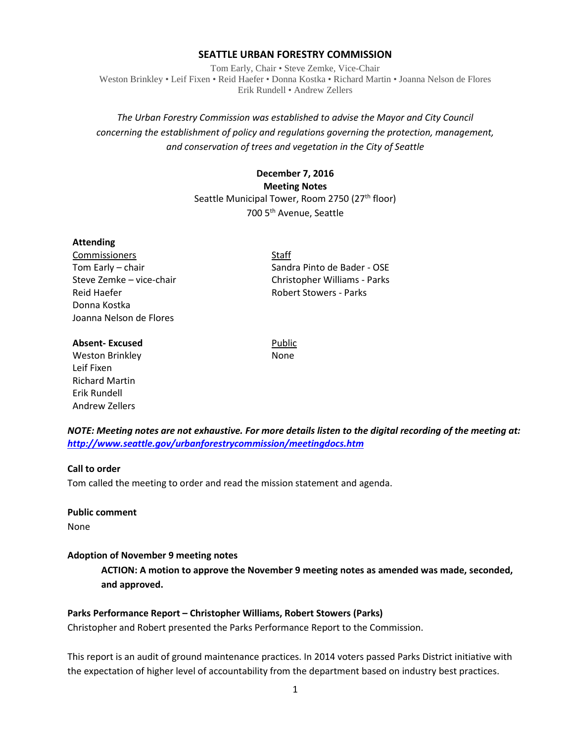# SEATTLE URBAN FORESTRY COMMISSION

Tom Early, Chair • Steve Zemke, Vice-Chair
Weston Brinkley • Leif Fixen • Reid Haefer • Donna Kostka • Richard Martin • Joanna Nelson de Flores
Erik Rundell • Andrew Zellers

*The Urban Forestry Commission was established to advise the Mayor and City Council concerning the establishment of policy and regulations governing the protection, management, and conservation of trees and vegetation in the City of Seattle*

**December 7, 2016**
**Meeting Notes**
Seattle Municipal Tower, Room 2750 (27th floor)
700 5th Avenue, Seattle

**Attending**

Commissioners
Tom Early – chair
Steve Zemke – vice-chair
Reid Haefer
Donna Kostka
Joanna Nelson de Flores

Staff
Sandra Pinto de Bader - OSE
Christopher Williams - Parks
Robert Stowers - Parks

**Absent- Excused**
Weston Brinkley
Leif Fixen
Richard Martin
Erik Rundell
Andrew Zellers

Public
None

***NOTE: Meeting notes are not exhaustive. For more details listen to the digital recording of the meeting at: http://www.seattle.gov/urbanforestrycommission/meetingdocs.htm***

**Call to order**
Tom called the meeting to order and read the mission statement and agenda.

**Public comment**
None

**Adoption of November 9 meeting notes**

> **ACTION: A motion to approve the November 9 meeting notes as amended was made, seconded, and approved.**

**Parks Performance Report – Christopher Williams, Robert Stowers (Parks)**
Christopher and Robert presented the Parks Performance Report to the Commission.

This report is an audit of ground maintenance practices. In 2014 voters passed Parks District initiative with the expectation of higher level of accountability from the department based on industry best practices.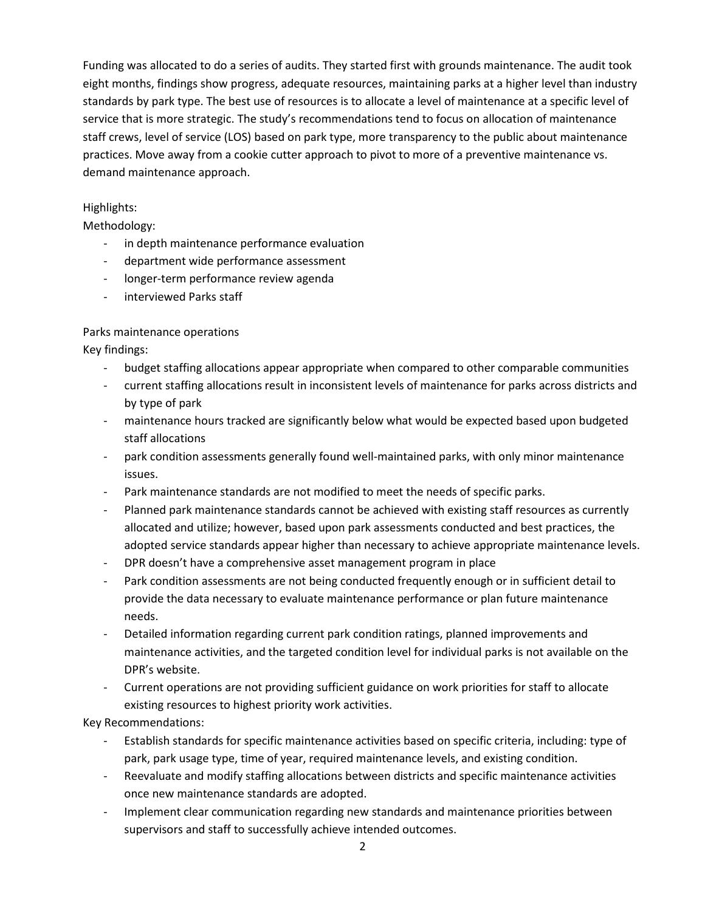Funding was allocated to do a series of audits. They started first with grounds maintenance. The audit took eight months, findings show progress, adequate resources, maintaining parks at a higher level than industry standards by park type. The best use of resources is to allocate a level of maintenance at a specific level of service that is more strategic. The study's recommendations tend to focus on allocation of maintenance staff crews, level of service (LOS) based on park type, more transparency to the public about maintenance practices. Move away from a cookie cutter approach to pivot to more of a preventive maintenance vs. demand maintenance approach.

Highlights:

Methodology:

- in depth maintenance performance evaluation
- department wide performance assessment
- longer-term performance review agenda
- interviewed Parks staff

Parks maintenance operations

Key findings:

- budget staffing allocations appear appropriate when compared to other comparable communities
- current staffing allocations result in inconsistent levels of maintenance for parks across districts and by type of park
- maintenance hours tracked are significantly below what would be expected based upon budgeted staff allocations
- park condition assessments generally found well-maintained parks, with only minor maintenance issues.
- Park maintenance standards are not modified to meet the needs of specific parks.
- Planned park maintenance standards cannot be achieved with existing staff resources as currently allocated and utilize; however, based upon park assessments conducted and best practices, the adopted service standards appear higher than necessary to achieve appropriate maintenance levels.
- DPR doesn't have a comprehensive asset management program in place
- Park condition assessments are not being conducted frequently enough or in sufficient detail to provide the data necessary to evaluate maintenance performance or plan future maintenance needs.
- Detailed information regarding current park condition ratings, planned improvements and maintenance activities, and the targeted condition level for individual parks is not available on the DPR's website.
- Current operations are not providing sufficient guidance on work priorities for staff to allocate existing resources to highest priority work activities.

Key Recommendations:

- Establish standards for specific maintenance activities based on specific criteria, including: type of park, park usage type, time of year, required maintenance levels, and existing condition.
- Reevaluate and modify staffing allocations between districts and specific maintenance activities once new maintenance standards are adopted.
- Implement clear communication regarding new standards and maintenance priorities between supervisors and staff to successfully achieve intended outcomes.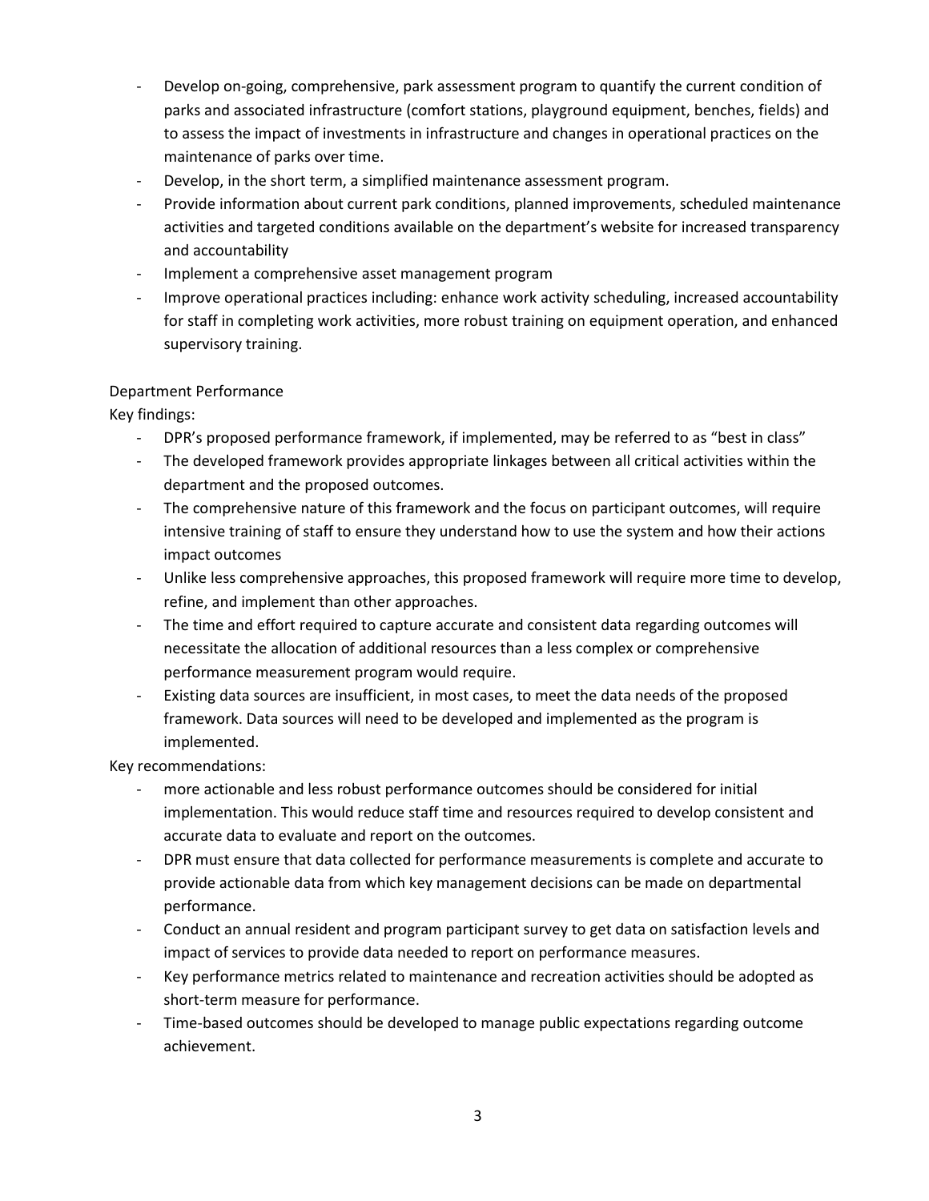- Develop on-going, comprehensive, park assessment program to quantify the current condition of parks and associated infrastructure (comfort stations, playground equipment, benches, fields) and to assess the impact of investments in infrastructure and changes in operational practices on the maintenance of parks over time.
- Develop, in the short term, a simplified maintenance assessment program.
- Provide information about current park conditions, planned improvements, scheduled maintenance activities and targeted conditions available on the department's website for increased transparency and accountability
- Implement a comprehensive asset management program
- Improve operational practices including: enhance work activity scheduling, increased accountability for staff in completing work activities, more robust training on equipment operation, and enhanced supervisory training.

Department Performance

Key findings:

- DPR's proposed performance framework, if implemented, may be referred to as "best in class"
- The developed framework provides appropriate linkages between all critical activities within the department and the proposed outcomes.
- The comprehensive nature of this framework and the focus on participant outcomes, will require intensive training of staff to ensure they understand how to use the system and how their actions impact outcomes
- Unlike less comprehensive approaches, this proposed framework will require more time to develop, refine, and implement than other approaches.
- The time and effort required to capture accurate and consistent data regarding outcomes will necessitate the allocation of additional resources than a less complex or comprehensive performance measurement program would require.
- Existing data sources are insufficient, in most cases, to meet the data needs of the proposed framework. Data sources will need to be developed and implemented as the program is implemented.

Key recommendations:

- more actionable and less robust performance outcomes should be considered for initial implementation. This would reduce staff time and resources required to develop consistent and accurate data to evaluate and report on the outcomes.
- DPR must ensure that data collected for performance measurements is complete and accurate to provide actionable data from which key management decisions can be made on departmental performance.
- Conduct an annual resident and program participant survey to get data on satisfaction levels and impact of services to provide data needed to report on performance measures.
- Key performance metrics related to maintenance and recreation activities should be adopted as short-term measure for performance.
- Time-based outcomes should be developed to manage public expectations regarding outcome achievement.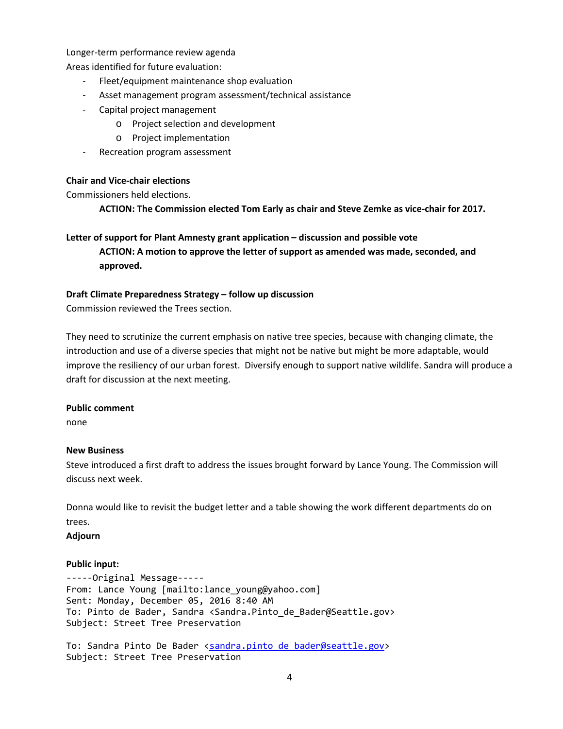Longer-term performance review agenda

Areas identified for future evaluation:

- Fleet/equipment maintenance shop evaluation
- Asset management program assessment/technical assistance
- Capital project management
  - Project selection and development
  - Project implementation
- Recreation program assessment

**Chair and Vice-chair elections**

Commissioners held elections.

> **ACTION: The Commission elected Tom Early as chair and Steve Zemke as vice-chair for 2017.**

**Letter of support for Plant Amnesty grant application – discussion and possible vote**

> **ACTION: A motion to approve the letter of support as amended was made, seconded, and approved.**

**Draft Climate Preparedness Strategy – follow up discussion**

Commission reviewed the Trees section.

They need to scrutinize the current emphasis on native tree species, because with changing climate, the introduction and use of a diverse species that might not be native but might be more adaptable, would improve the resiliency of our urban forest. Diversify enough to support native wildlife. Sandra will produce a draft for discussion at the next meeting.

**Public comment**

none

**New Business**

Steve introduced a first draft to address the issues brought forward by Lance Young. The Commission will discuss next week.

Donna would like to revisit the budget letter and a table showing the work different departments do on trees.

**Adjourn**

**Public input:**

```
-----Original Message-----
From: Lance Young [mailto:lance_young@yahoo.com]
Sent: Monday, December 05, 2016 8:40 AM
To: Pinto de Bader, Sandra <Sandra.Pinto_de_Bader@Seattle.gov>
Subject: Street Tree Preservation

To: Sandra Pinto De Bader <sandra.pinto_de_bader@seattle.gov>
Subject: Street Tree Preservation
```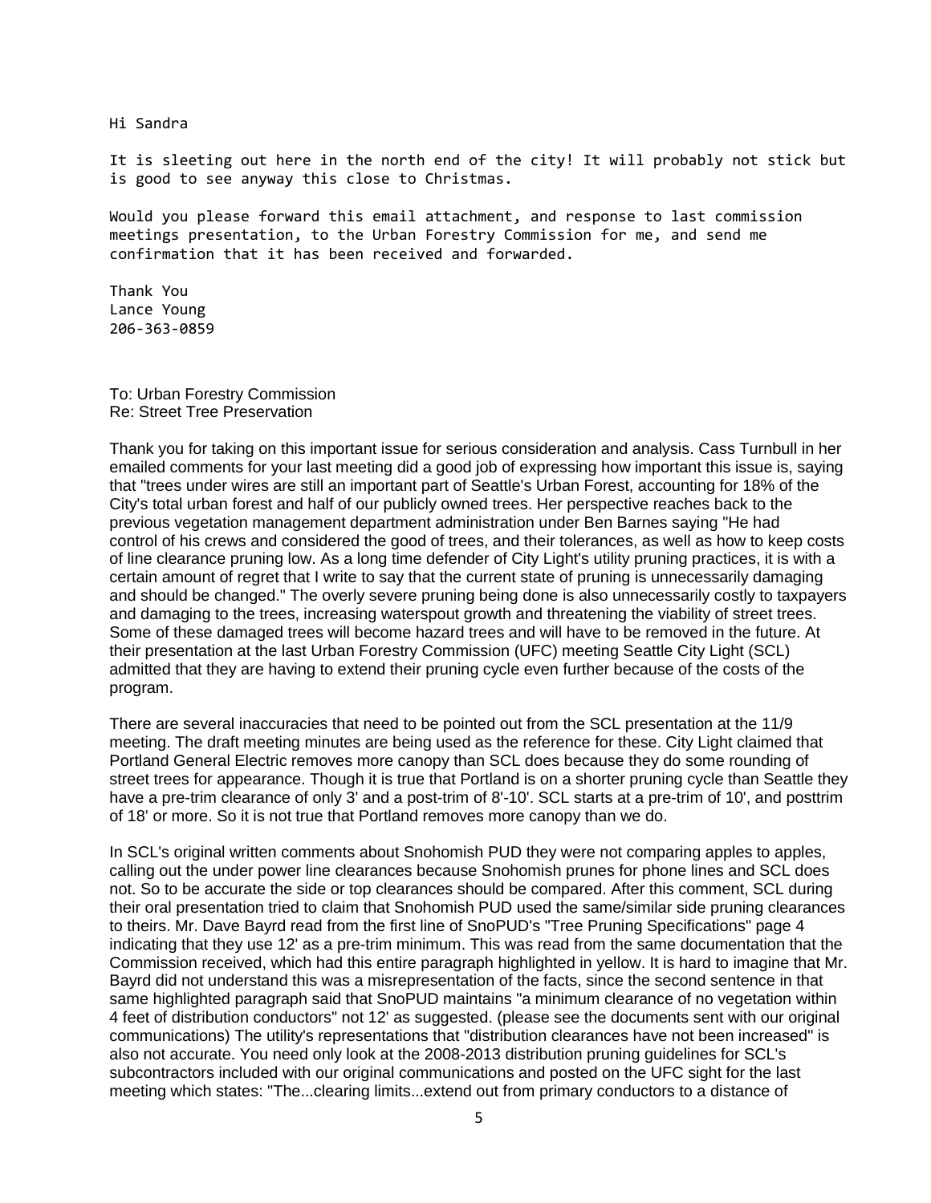Hi Sandra

It is sleeting out here in the north end of the city! It will probably not stick but is good to see anyway this close to Christmas.

Would you please forward this email attachment, and response to last commission meetings presentation, to the Urban Forestry Commission for me, and send me confirmation that it has been received and forwarded.

Thank You
Lance Young
206-363-0859

To: Urban Forestry Commission
Re: Street Tree Preservation

Thank you for taking on this important issue for serious consideration and analysis. Cass Turnbull in her emailed comments for your last meeting did a good job of expressing how important this issue is, saying that "trees under wires are still an important part of Seattle's Urban Forest, accounting for 18% of the City's total urban forest and half of our publicly owned trees. Her perspective reaches back to the previous vegetation management department administration under Ben Barnes saying "He had control of his crews and considered the good of trees, and their tolerances, as well as how to keep costs of line clearance pruning low. As a long time defender of City Light's utility pruning practices, it is with a certain amount of regret that I write to say that the current state of pruning is unnecessarily damaging and should be changed." The overly severe pruning being done is also unnecessarily costly to taxpayers and damaging to the trees, increasing waterspout growth and threatening the viability of street trees. Some of these damaged trees will become hazard trees and will have to be removed in the future. At their presentation at the last Urban Forestry Commission (UFC) meeting Seattle City Light (SCL) admitted that they are having to extend their pruning cycle even further because of the costs of the program.

There are several inaccuracies that need to be pointed out from the SCL presentation at the 11/9 meeting. The draft meeting minutes are being used as the reference for these. City Light claimed that Portland General Electric removes more canopy than SCL does because they do some rounding of street trees for appearance. Though it is true that Portland is on a shorter pruning cycle than Seattle they have a pre-trim clearance of only 3' and a post-trim of 8'-10'. SCL starts at a pre-trim of 10', and posttrim of 18' or more. So it is not true that Portland removes more canopy than we do.

In SCL's original written comments about Snohomish PUD they were not comparing apples to apples, calling out the under power line clearances because Snohomish prunes for phone lines and SCL does not. So to be accurate the side or top clearances should be compared. After this comment, SCL during their oral presentation tried to claim that Snohomish PUD used the same/similar side pruning clearances to theirs. Mr. Dave Bayrd read from the first line of SnoPUD's "Tree Pruning Specifications" page 4 indicating that they use 12' as a pre-trim minimum. This was read from the same documentation that the Commission received, which had this entire paragraph highlighted in yellow. It is hard to imagine that Mr. Bayrd did not understand this was a misrepresentation of the facts, since the second sentence in that same highlighted paragraph said that SnoPUD maintains "a minimum clearance of no vegetation within 4 feet of distribution conductors" not 12' as suggested. (please see the documents sent with our original communications) The utility's representations that "distribution clearances have not been increased" is also not accurate. You need only look at the 2008-2013 distribution pruning guidelines for SCL's subcontractors included with our original communications and posted on the UFC sight for the last meeting which states: "The...clearing limits...extend out from primary conductors to a distance of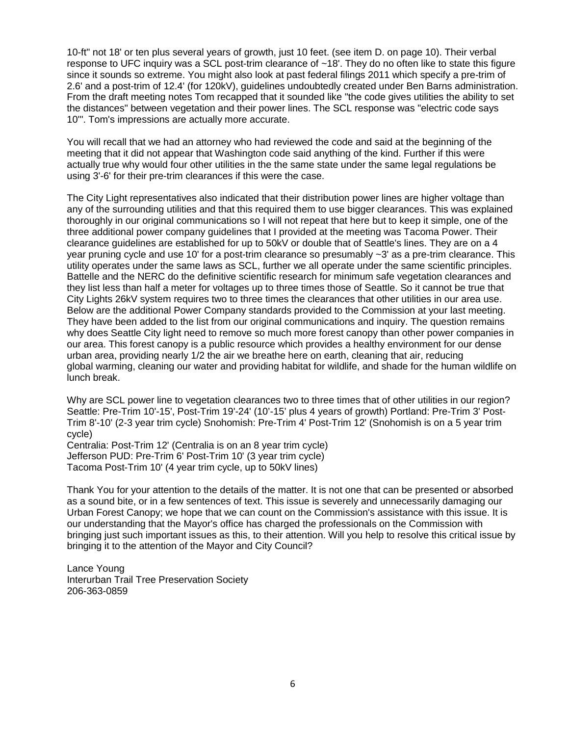10-ft" not 18' or ten plus several years of growth, just 10 feet. (see item D. on page 10). Their verbal response to UFC inquiry was a SCL post-trim clearance of ~18'. They do no often like to state this figure since it sounds so extreme. You might also look at past federal filings 2011 which specify a pre-trim of 2.6' and a post-trim of 12.4' (for 120kV), guidelines undoubtedly created under Ben Barns administration. From the draft meeting notes Tom recapped that it sounded like "the code gives utilities the ability to set the distances" between vegetation and their power lines. The SCL response was "electric code says 10'". Tom's impressions are actually more accurate.

You will recall that we had an attorney who had reviewed the code and said at the beginning of the meeting that it did not appear that Washington code said anything of the kind. Further if this were actually true why would four other utilities in the the same state under the same legal regulations be using 3'-6' for their pre-trim clearances if this were the case.

The City Light representatives also indicated that their distribution power lines are higher voltage than any of the surrounding utilities and that this required them to use bigger clearances. This was explained thoroughly in our original communications so I will not repeat that here but to keep it simple, one of the three additional power company guidelines that I provided at the meeting was Tacoma Power. Their clearance guidelines are established for up to 50kV or double that of Seattle's lines. They are on a 4 year pruning cycle and use 10' for a post-trim clearance so presumably ~3' as a pre-trim clearance. This utility operates under the same laws as SCL, further we all operate under the same scientific principles. Battelle and the NERC do the definitive scientific research for minimum safe vegetation clearances and they list less than half a meter for voltages up to three times those of Seattle. So it cannot be true that City Lights 26kV system requires two to three times the clearances that other utilities in our area use. Below are the additional Power Company standards provided to the Commission at your last meeting. They have been added to the list from our original communications and inquiry. The question remains why does Seattle City light need to remove so much more forest canopy than other power companies in our area. This forest canopy is a public resource which provides a healthy environment for our dense urban area, providing nearly 1/2 the air we breathe here on earth, cleaning that air, reducing global warming, cleaning our water and providing habitat for wildlife, and shade for the human wildlife on lunch break.

Why are SCL power line to vegetation clearances two to three times that of other utilities in our region?
Seattle: Pre-Trim 10'-15', Post-Trim 19'-24' (10'-15' plus 4 years of growth) Portland: Pre-Trim 3' Post-Trim 8'-10' (2-3 year trim cycle) Snohomish: Pre-Trim 4' Post-Trim 12' (Snohomish is on a 5 year trim cycle)
Centralia: Post-Trim 12' (Centralia is on an 8 year trim cycle)
Jefferson PUD: Pre-Trim 6' Post-Trim 10' (3 year trim cycle)
Tacoma Post-Trim 10' (4 year trim cycle, up to 50kV lines)

Thank You for your attention to the details of the matter. It is not one that can be presented or absorbed as a sound bite, or in a few sentences of text. This issue is severely and unnecessarily damaging our Urban Forest Canopy; we hope that we can count on the Commission's assistance with this issue. It is our understanding that the Mayor's office has charged the professionals on the Commission with bringing just such important issues as this, to their attention. Will you help to resolve this critical issue by bringing it to the attention of the Mayor and City Council?

Lance Young
Interurban Trail Tree Preservation Society
206-363-0859